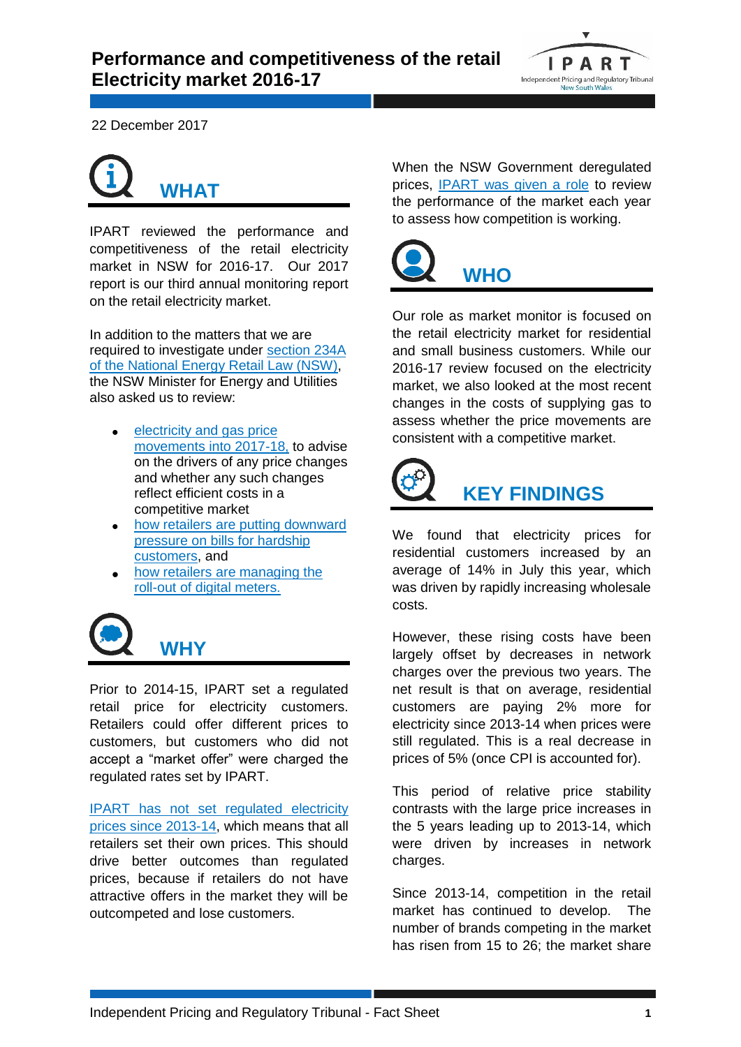# Performance and competitiveness of the retail Electricity market 2016-17

22 December 2017

## WHAT

IPART reviewed the performance and competitiveness of the retail electricity market in NSW for 2016-17. Our 2017 report is our third annual monitoring report on the retail electricity market.

In addition to the matters that we are required to investigate under section 234A of the National Energy Retail Law (NSW), the NSW Minister for Energy and Utilities also asked us to review:

- electricity and gas price movements into 2017-18, to advise on the drivers of any price changes and whether any such changes reflect efficient costs in a competitive market
- how retailers are putting downward pressure on bills for hardship customers, and
- how retailers are managing the roll-out of digital meters.

## WHY

Prior to 2014-15, IPART set a regulated retail price for electricity customers. Retailers could offer different prices to customers, but customers who did not accept a "market offer" were charged the regulated rates set by IPART.

IPART has not set regulated electricity prices since 2013-14, which means that all retailers set their own prices. This should drive better outcomes than regulated prices, because if retailers do not have attractive offers in the market they will be outcompeted and lose customers.

When the NSW Government deregulated prices, IPART was given a role to review the performance of the market each year to assess how competition is working.

## WHO

Our role as market monitor is focused on the retail electricity market for residential and small business customers. While our 2016-17 review focused on the electricity market, we also looked at the most recent changes in the costs of supplying gas to assess whether the price movements are consistent with a competitive market.

## KEY FINDINGS

We found that electricity prices for residential customers increased by an average of 14% in July this year, which was driven by rapidly increasing wholesale costs.

However, these rising costs have been largely offset by decreases in network charges over the previous two years. The net result is that on average, residential customers are paying 2% more for electricity since 2013-14 when prices were still regulated. This is a real decrease in prices of 5% (once CPI is accounted for).

This period of relative price stability contrasts with the large price increases in the 5 years leading up to 2013-14, which were driven by increases in network charges.

Since 2013-14, competition in the retail market has continued to develop. The number of brands competing in the market has risen from 15 to 26; the market share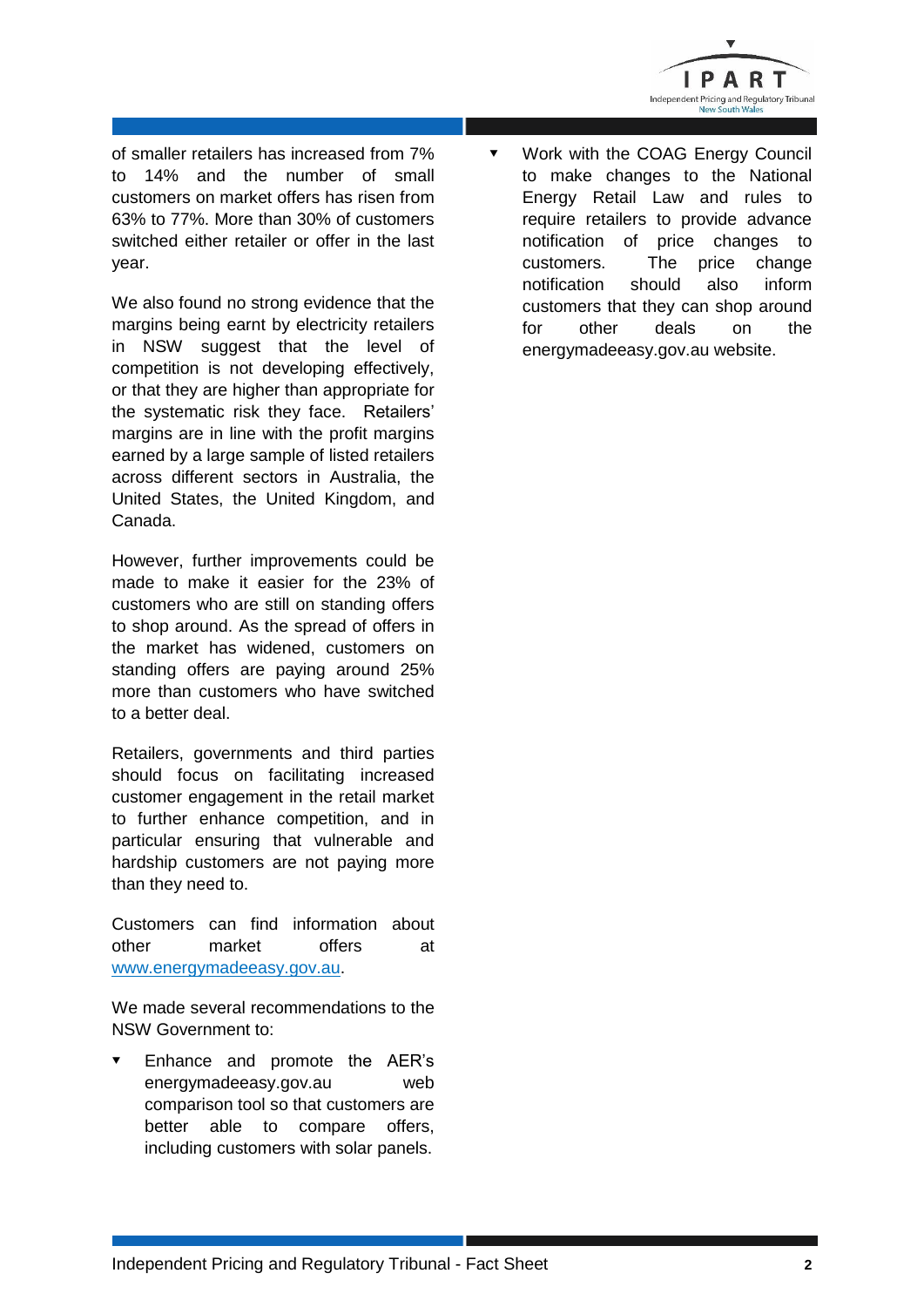of smaller retailers has increased from 7% to 14% and the number of small customers on market offers has risen from 63% to 77%. More than 30% of customers switched either retailer or offer in the last year.

We also found no strong evidence that the margins being earnt by electricity retailers in NSW suggest that the level of competition is not developing effectively, or that they are higher than appropriate for the systematic risk they face. Retailers' margins are in line with the profit margins earned by a large sample of listed retailers across different sectors in Australia, the United States, the United Kingdom, and Canada.

However, further improvements could be made to make it easier for the 23% of customers who are still on standing offers to shop around. As the spread of offers in the market has widened, customers on standing offers are paying around 25% more than customers who have switched to a better deal.

Retailers, governments and third parties should focus on facilitating increased customer engagement in the retail market to further enhance competition, and in particular ensuring that vulnerable and hardship customers are not paying more than they need to.

Customers can find information about other market offers at [www.energymadeeasy.gov.au](http://www.energymadeeasy.gov.au).

We made several recommendations to the NSW Government to:

- Enhance and promote the AER's energymadeeasy.gov.au web comparison tool so that customers are better able to compare offers, including customers with solar panels.
- Work with the COAG Energy Council to make changes to the National Energy Retail Law and rules to require retailers to provide advance notification of price changes to customers. The price change notification should also inform customers that they can shop around for other deals on the energymadeeasy.gov.au website.